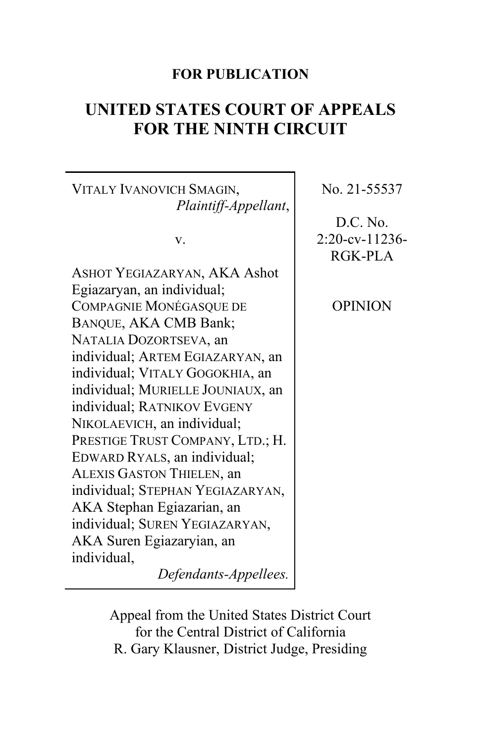**FOR PUBLICATION**

# UNITED STATES COURT OF APPEALS FOR THE NINTH CIRCUIT

VITALY IVANOVICH SMAGIN,
*Plaintiff-Appellant*,

v.

ASHOT YEGIAZARYAN, AKA Ashot Egiazaryan, an individual; COMPAGNIE MONÉGASQUE DE BANQUE, AKA CMB Bank; NATALIA DOZORTSEVA, an individual; ARTEM EGIAZARYAN, an individual; VITALY GOGOKHIA, an individual; MURIELLE JOUNIAUX, an individual; RATNIKOV EVGENY NIKOLAEVICH, an individual; PRESTIGE TRUST COMPANY, LTD.; H. EDWARD RYALS, an individual; ALEXIS GASTON THIELEN, an individual; STEPHAN YEGIAZARYAN, AKA Stephan Egiazarian, an individual; SUREN YEGIAZARYAN, AKA Suren Egiazaryian, an individual,
*Defendants-Appellees.*

No. 21-55537

D.C. No. 2:20-cv-11236-RGK-PLA

OPINION

Appeal from the United States District Court for the Central District of California
R. Gary Klausner, District Judge, Presiding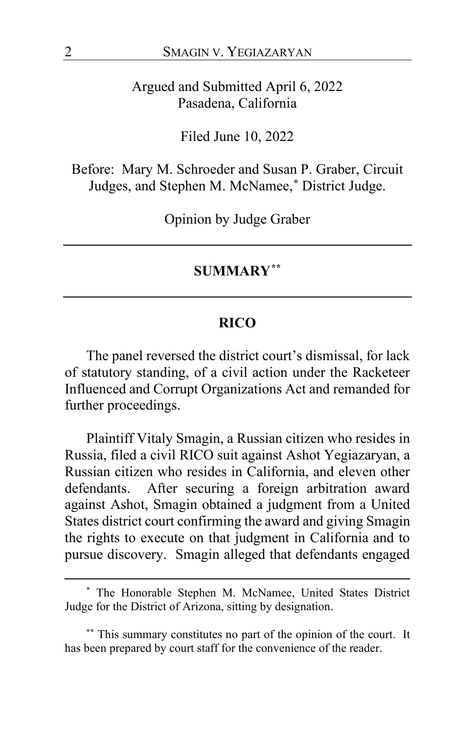Argued and Submitted April 6, 2022
Pasadena, California

Filed June 10, 2022

Before: Mary M. Schroeder and Susan P. Graber, Circuit Judges, and Stephen M. McNamee,[*] District Judge.

Opinion by Judge Graber

---

## SUMMARY[**]

---

### RICO

The panel reversed the district court's dismissal, for lack of statutory standing, of a civil action under the Racketeer Influenced and Corrupt Organizations Act and remanded for further proceedings.

Plaintiff Vitaly Smagin, a Russian citizen who resides in Russia, filed a civil RICO suit against Ashot Yegiazaryan, a Russian citizen who resides in California, and eleven other defendants. After securing a foreign arbitration award against Ashot, Smagin obtained a judgment from a United States district court confirming the award and giving Smagin the rights to execute on that judgment in California and to pursue discovery. Smagin alleged that defendants engaged

---

[*] The Honorable Stephen M. McNamee, United States District Judge for the District of Arizona, sitting by designation.

[**] This summary constitutes no part of the opinion of the court. It has been prepared by court staff for the convenience of the reader.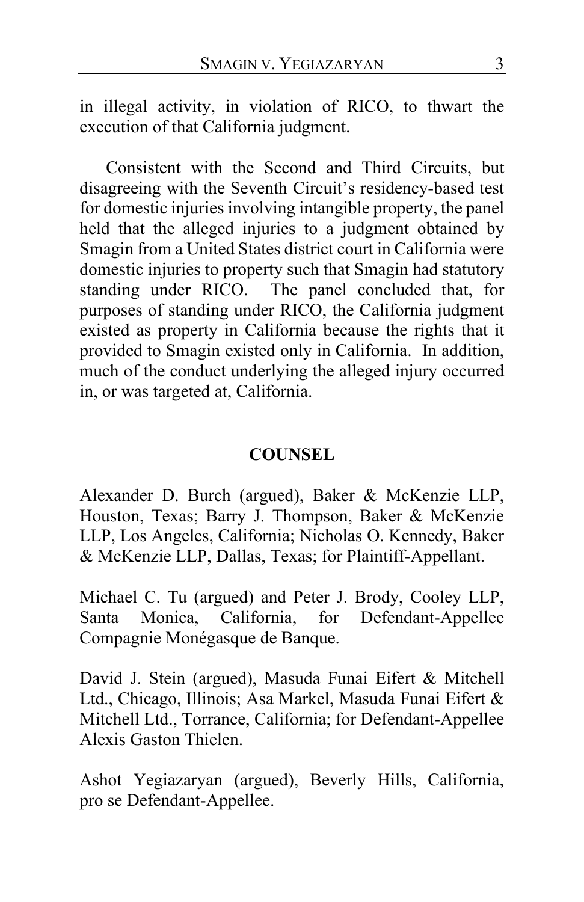in illegal activity, in violation of RICO, to thwart the execution of that California judgment.

Consistent with the Second and Third Circuits, but disagreeing with the Seventh Circuit's residency-based test for domestic injuries involving intangible property, the panel held that the alleged injuries to a judgment obtained by Smagin from a United States district court in California were domestic injuries to property such that Smagin had statutory standing under RICO. The panel concluded that, for purposes of standing under RICO, the California judgment existed as property in California because the rights that it provided to Smagin existed only in California. In addition, much of the conduct underlying the alleged injury occurred in, or was targeted at, California.

---

## COUNSEL

Alexander D. Burch (argued), Baker & McKenzie LLP, Houston, Texas; Barry J. Thompson, Baker & McKenzie LLP, Los Angeles, California; Nicholas O. Kennedy, Baker & McKenzie LLP, Dallas, Texas; for Plaintiff-Appellant.

Michael C. Tu (argued) and Peter J. Brody, Cooley LLP, Santa Monica, California, for Defendant-Appellee Compagnie Monégasque de Banque.

David J. Stein (argued), Masuda Funai Eifert & Mitchell Ltd., Chicago, Illinois; Asa Markel, Masuda Funai Eifert & Mitchell Ltd., Torrance, California; for Defendant-Appellee Alexis Gaston Thielen.

Ashot Yegiazaryan (argued), Beverly Hills, California, pro se Defendant-Appellee.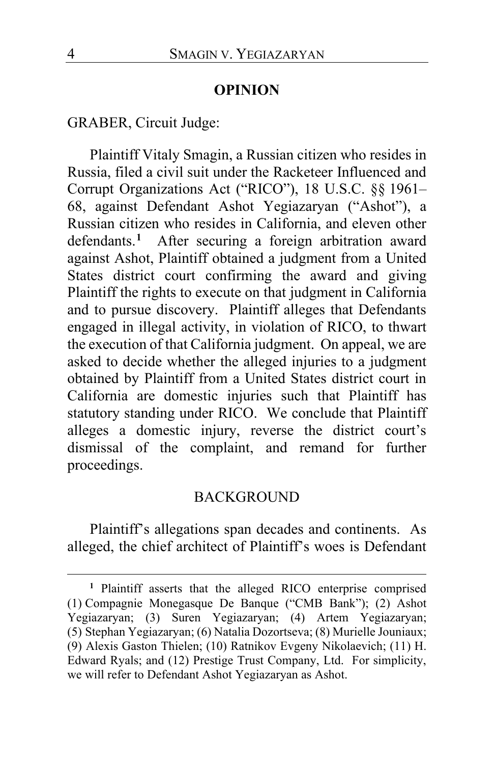## OPINION

GRABER, Circuit Judge:

Plaintiff Vitaly Smagin, a Russian citizen who resides in Russia, filed a civil suit under the Racketeer Influenced and Corrupt Organizations Act ("RICO"), 18 U.S.C. §§ 1961–68, against Defendant Ashot Yegiazaryan ("Ashot"), a Russian citizen who resides in California, and eleven other defendants.[1] After securing a foreign arbitration award against Ashot, Plaintiff obtained a judgment from a United States district court confirming the award and giving Plaintiff the rights to execute on that judgment in California and to pursue discovery. Plaintiff alleges that Defendants engaged in illegal activity, in violation of RICO, to thwart the execution of that California judgment. On appeal, we are asked to decide whether the alleged injuries to a judgment obtained by Plaintiff from a United States district court in California are domestic injuries such that Plaintiff has statutory standing under RICO. We conclude that Plaintiff alleges a domestic injury, reverse the district court's dismissal of the complaint, and remand for further proceedings.

### BACKGROUND

Plaintiff's allegations span decades and continents. As alleged, the chief architect of Plaintiff's woes is Defendant

---

[1] Plaintiff asserts that the alleged RICO enterprise comprised (1) Compagnie Monegasque De Banque ("CMB Bank"); (2) Ashot Yegiazaryan; (3) Suren Yegiazaryan; (4) Artem Yegiazaryan; (5) Stephan Yegiazaryan; (6) Natalia Dozortseva; (8) Murielle Jouniaux; (9) Alexis Gaston Thielen; (10) Ratnikov Evgeny Nikolaevich; (11) H. Edward Ryals; and (12) Prestige Trust Company, Ltd. For simplicity, we will refer to Defendant Ashot Yegiazaryan as Ashot.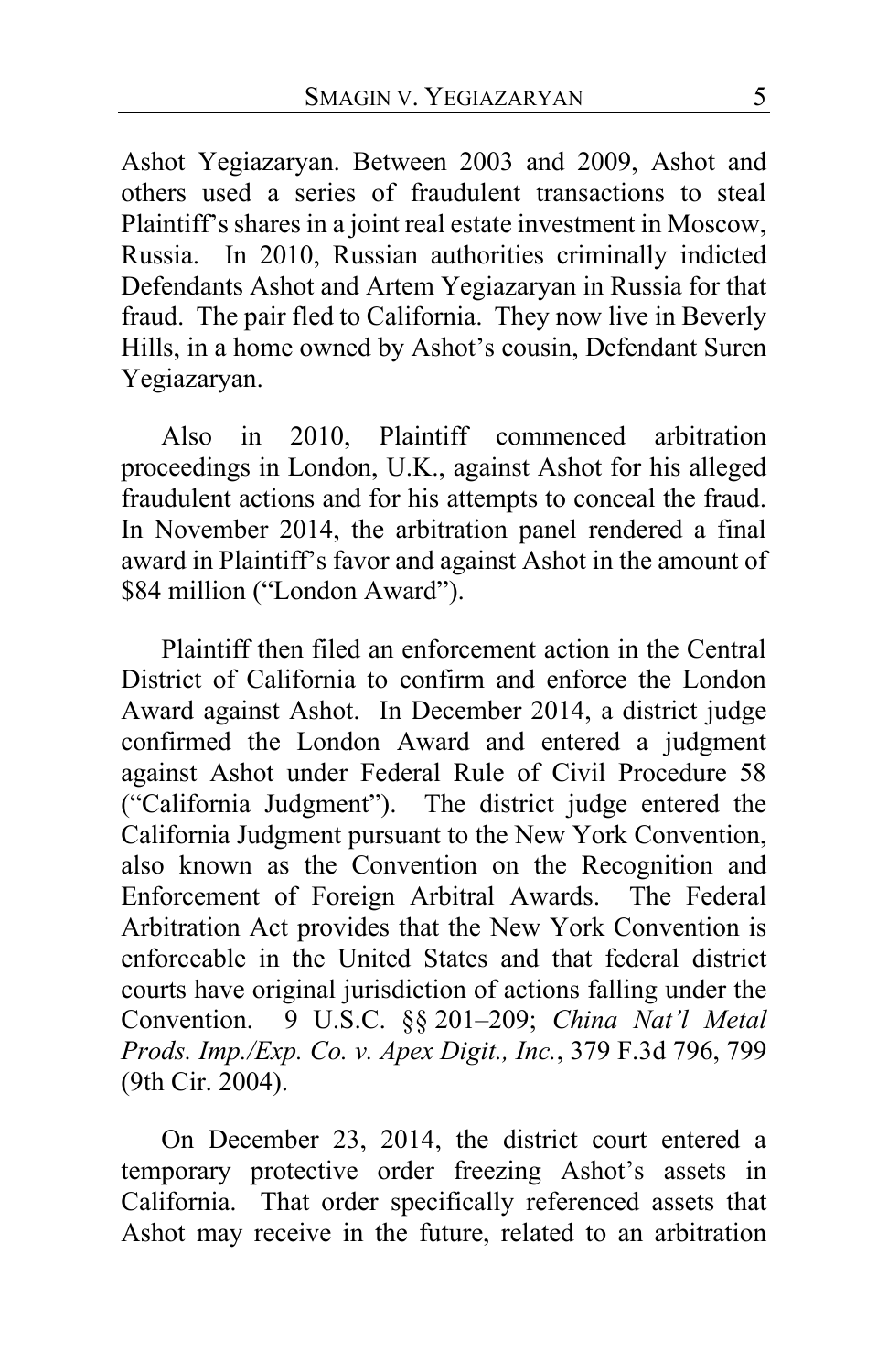Ashot Yegiazaryan. Between 2003 and 2009, Ashot and others used a series of fraudulent transactions to steal Plaintiff's shares in a joint real estate investment in Moscow, Russia. In 2010, Russian authorities criminally indicted Defendants Ashot and Artem Yegiazaryan in Russia for that fraud. The pair fled to California. They now live in Beverly Hills, in a home owned by Ashot's cousin, Defendant Suren Yegiazaryan.

Also in 2010, Plaintiff commenced arbitration proceedings in London, U.K., against Ashot for his alleged fraudulent actions and for his attempts to conceal the fraud. In November 2014, the arbitration panel rendered a final award in Plaintiff's favor and against Ashot in the amount of $84 million ("London Award").

Plaintiff then filed an enforcement action in the Central District of California to confirm and enforce the London Award against Ashot. In December 2014, a district judge confirmed the London Award and entered a judgment against Ashot under Federal Rule of Civil Procedure 58 ("California Judgment"). The district judge entered the California Judgment pursuant to the New York Convention, also known as the Convention on the Recognition and Enforcement of Foreign Arbitral Awards. The Federal Arbitration Act provides that the New York Convention is enforceable in the United States and that federal district courts have original jurisdiction of actions falling under the Convention. 9 U.S.C. §§ 201–209; *China Nat'l Metal Prods. Imp./Exp. Co. v. Apex Digit., Inc.*, 379 F.3d 796, 799 (9th Cir. 2004).

On December 23, 2014, the district court entered a temporary protective order freezing Ashot's assets in California. That order specifically referenced assets that Ashot may receive in the future, related to an arbitration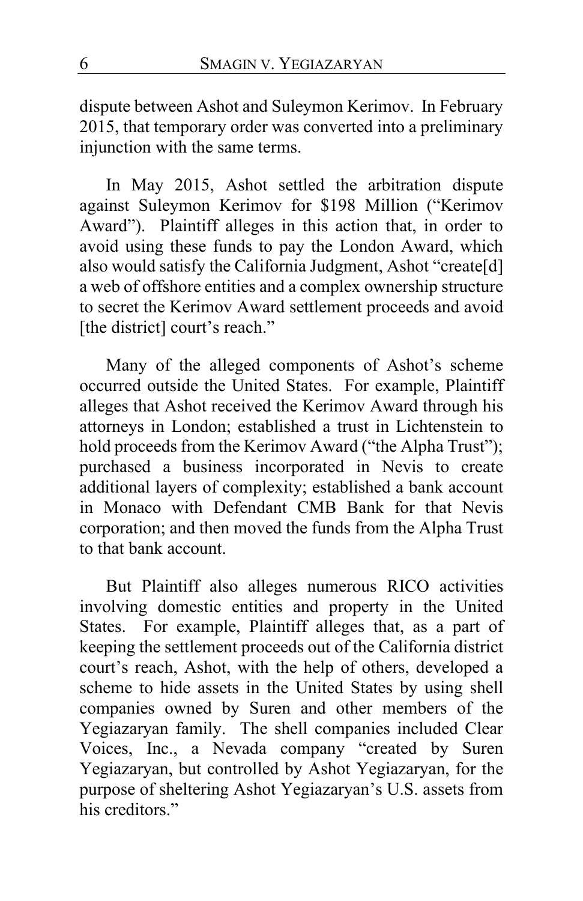dispute between Ashot and Suleymon Kerimov. In February 2015, that temporary order was converted into a preliminary injunction with the same terms.

In May 2015, Ashot settled the arbitration dispute against Suleymon Kerimov for $198 Million ("Kerimov Award"). Plaintiff alleges in this action that, in order to avoid using these funds to pay the London Award, which also would satisfy the California Judgment, Ashot "create[d] a web of offshore entities and a complex ownership structure to secret the Kerimov Award settlement proceeds and avoid [the district] court's reach."

Many of the alleged components of Ashot's scheme occurred outside the United States. For example, Plaintiff alleges that Ashot received the Kerimov Award through his attorneys in London; established a trust in Lichtenstein to hold proceeds from the Kerimov Award ("the Alpha Trust"); purchased a business incorporated in Nevis to create additional layers of complexity; established a bank account in Monaco with Defendant CMB Bank for that Nevis corporation; and then moved the funds from the Alpha Trust to that bank account.

But Plaintiff also alleges numerous RICO activities involving domestic entities and property in the United States. For example, Plaintiff alleges that, as a part of keeping the settlement proceeds out of the California district court's reach, Ashot, with the help of others, developed a scheme to hide assets in the United States by using shell companies owned by Suren and other members of the Yegiazaryan family. The shell companies included Clear Voices, Inc., a Nevada company "created by Suren Yegiazaryan, but controlled by Ashot Yegiazaryan, for the purpose of sheltering Ashot Yegiazaryan's U.S. assets from his creditors."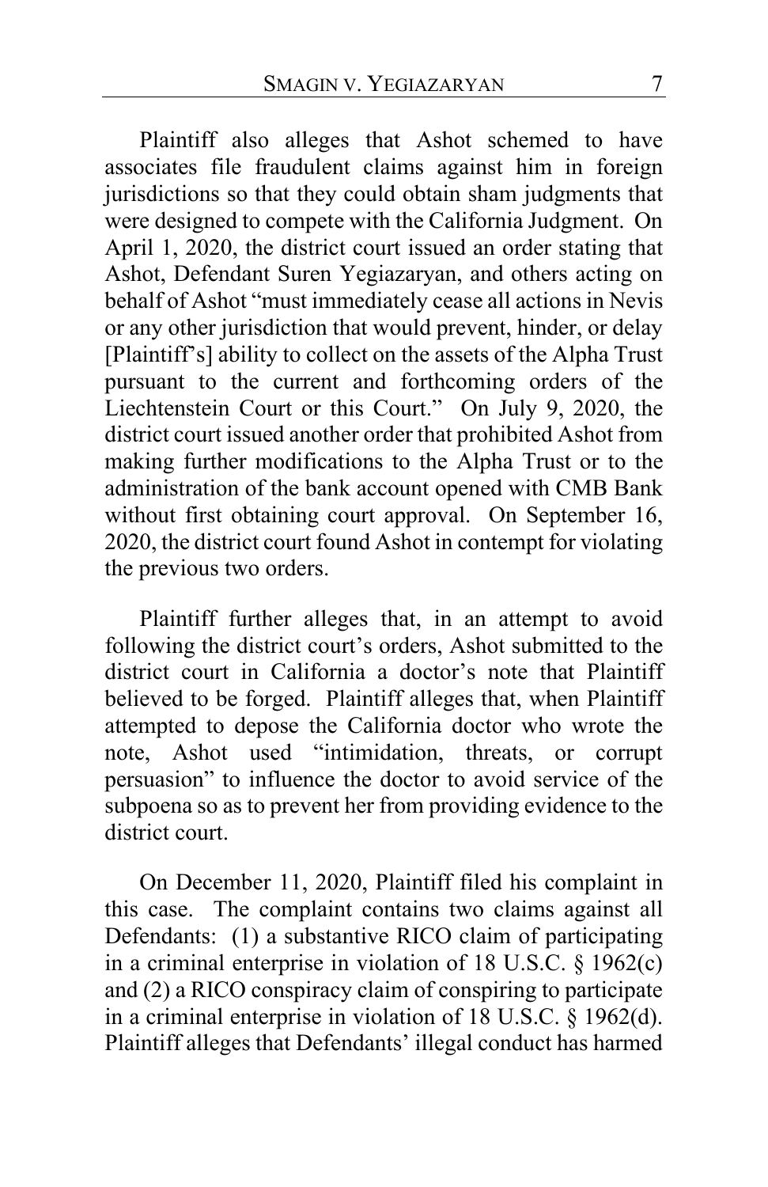Plaintiff also alleges that Ashot schemed to have associates file fraudulent claims against him in foreign jurisdictions so that they could obtain sham judgments that were designed to compete with the California Judgment. On April 1, 2020, the district court issued an order stating that Ashot, Defendant Suren Yegiazaryan, and others acting on behalf of Ashot "must immediately cease all actions in Nevis or any other jurisdiction that would prevent, hinder, or delay [Plaintiff's] ability to collect on the assets of the Alpha Trust pursuant to the current and forthcoming orders of the Liechtenstein Court or this Court." On July 9, 2020, the district court issued another order that prohibited Ashot from making further modifications to the Alpha Trust or to the administration of the bank account opened with CMB Bank without first obtaining court approval. On September 16, 2020, the district court found Ashot in contempt for violating the previous two orders.

Plaintiff further alleges that, in an attempt to avoid following the district court's orders, Ashot submitted to the district court in California a doctor's note that Plaintiff believed to be forged. Plaintiff alleges that, when Plaintiff attempted to depose the California doctor who wrote the note, Ashot used "intimidation, threats, or corrupt persuasion" to influence the doctor to avoid service of the subpoena so as to prevent her from providing evidence to the district court.

On December 11, 2020, Plaintiff filed his complaint in this case. The complaint contains two claims against all Defendants: (1) a substantive RICO claim of participating in a criminal enterprise in violation of 18 U.S.C. § 1962(c) and (2) a RICO conspiracy claim of conspiring to participate in a criminal enterprise in violation of 18 U.S.C. § 1962(d). Plaintiff alleges that Defendants' illegal conduct has harmed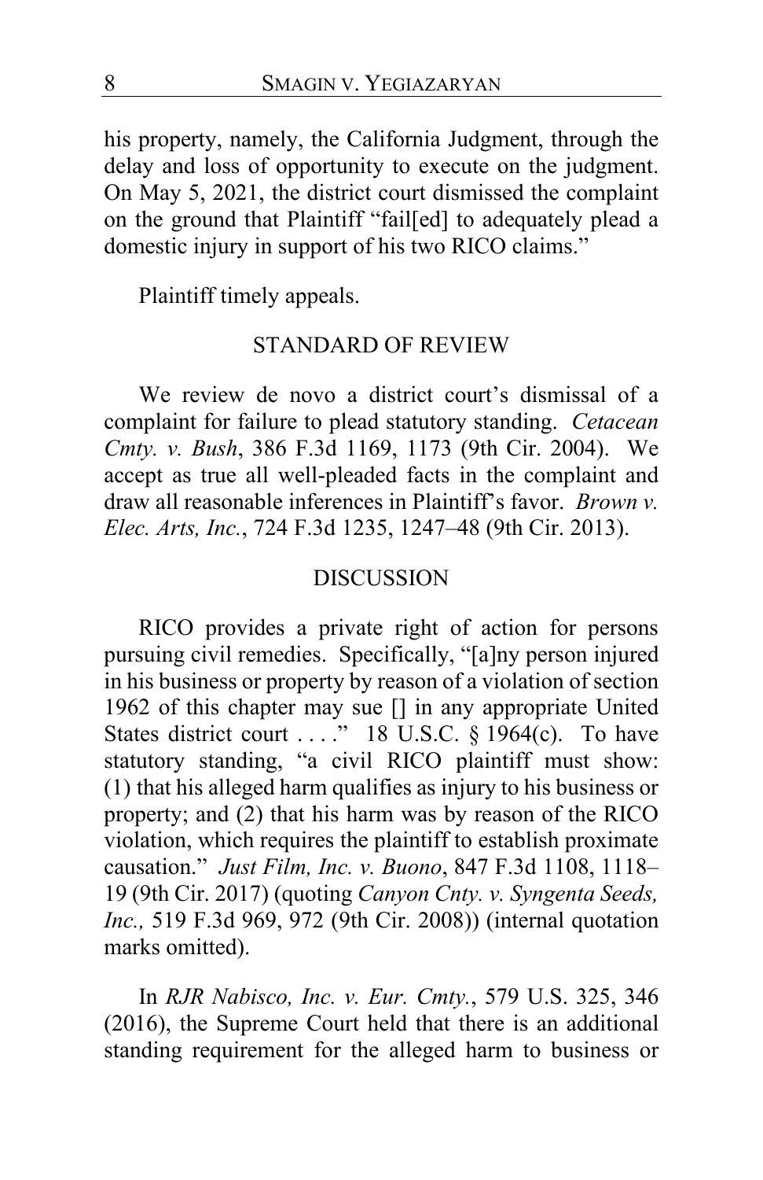his property, namely, the California Judgment, through the delay and loss of opportunity to execute on the judgment. On May 5, 2021, the district court dismissed the complaint on the ground that Plaintiff "fail[ed] to adequately plead a domestic injury in support of his two RICO claims."

Plaintiff timely appeals.

## STANDARD OF REVIEW

We review de novo a district court's dismissal of a complaint for failure to plead statutory standing. *Cetacean Cmty. v. Bush*, 386 F.3d 1169, 1173 (9th Cir. 2004). We accept as true all well-pleaded facts in the complaint and draw all reasonable inferences in Plaintiff's favor. *Brown v. Elec. Arts, Inc.*, 724 F.3d 1235, 1247–48 (9th Cir. 2013).

## DISCUSSION

RICO provides a private right of action for persons pursuing civil remedies. Specifically, "[a]ny person injured in his business or property by reason of a violation of section 1962 of this chapter may sue [] in any appropriate United States district court . . . ." 18 U.S.C. § 1964(c). To have statutory standing, "a civil RICO plaintiff must show: (1) that his alleged harm qualifies as injury to his business or property; and (2) that his harm was by reason of the RICO violation, which requires the plaintiff to establish proximate causation." *Just Film, Inc. v. Buono*, 847 F.3d 1108, 1118–19 (9th Cir. 2017) (quoting *Canyon Cnty. v. Syngenta Seeds, Inc.,* 519 F.3d 969, 972 (9th Cir. 2008)) (internal quotation marks omitted).

In *RJR Nabisco, Inc. v. Eur. Cmty.*, 579 U.S. 325, 346 (2016), the Supreme Court held that there is an additional standing requirement for the alleged harm to business or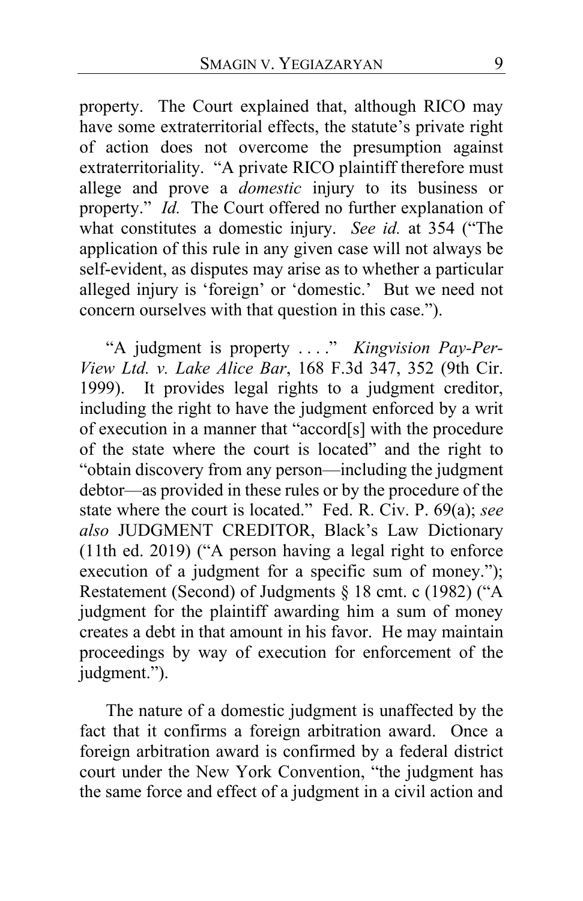property. The Court explained that, although RICO may have some extraterritorial effects, the statute's private right of action does not overcome the presumption against extraterritoriality. "A private RICO plaintiff therefore must allege and prove a *domestic* injury to its business or property." *Id.* The Court offered no further explanation of what constitutes a domestic injury. *See id.* at 354 ("The application of this rule in any given case will not always be self-evident, as disputes may arise as to whether a particular alleged injury is 'foreign' or 'domestic.' But we need not concern ourselves with that question in this case.").

"A judgment is property . . . ." *Kingvision Pay-Per-View Ltd. v. Lake Alice Bar*, 168 F.3d 347, 352 (9th Cir. 1999). It provides legal rights to a judgment creditor, including the right to have the judgment enforced by a writ of execution in a manner that "accord[s] with the procedure of the state where the court is located" and the right to "obtain discovery from any person—including the judgment debtor—as provided in these rules or by the procedure of the state where the court is located." Fed. R. Civ. P. 69(a); *see also* JUDGMENT CREDITOR, Black's Law Dictionary (11th ed. 2019) ("A person having a legal right to enforce execution of a judgment for a specific sum of money."); Restatement (Second) of Judgments § 18 cmt. c (1982) ("A judgment for the plaintiff awarding him a sum of money creates a debt in that amount in his favor. He may maintain proceedings by way of execution for enforcement of the judgment.").

The nature of a domestic judgment is unaffected by the fact that it confirms a foreign arbitration award. Once a foreign arbitration award is confirmed by a federal district court under the New York Convention, "the judgment has the same force and effect of a judgment in a civil action and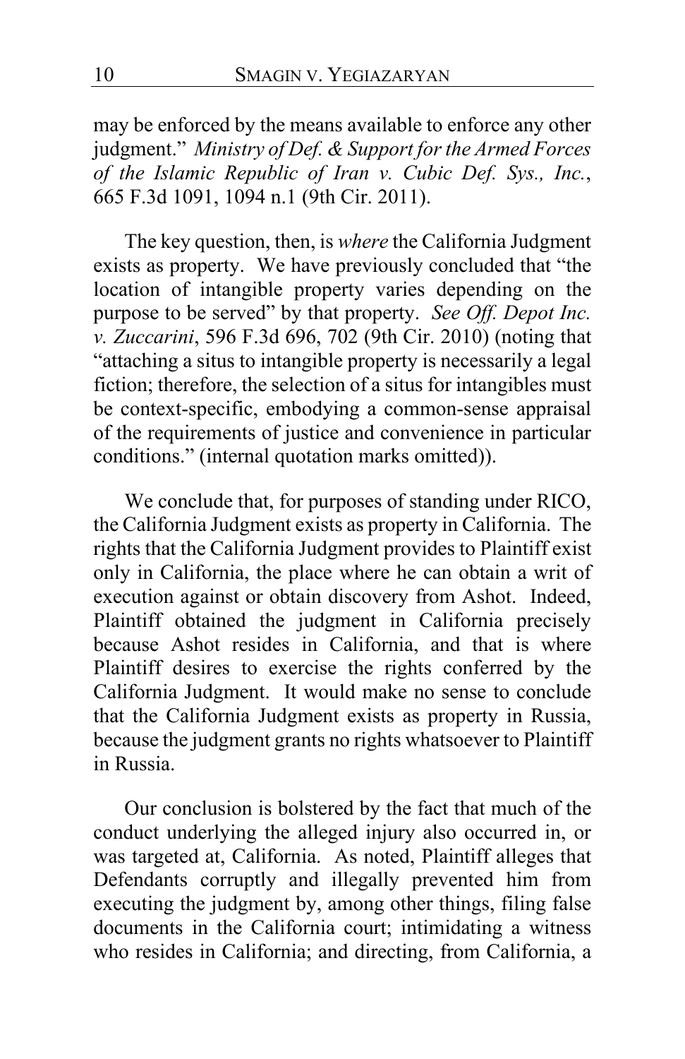may be enforced by the means available to enforce any other judgment." *Ministry of Def. & Support for the Armed Forces of the Islamic Republic of Iran v. Cubic Def. Sys., Inc.*, 665 F.3d 1091, 1094 n.1 (9th Cir. 2011).

The key question, then, is *where* the California Judgment exists as property. We have previously concluded that "the location of intangible property varies depending on the purpose to be served" by that property. *See Off. Depot Inc. v. Zuccarini*, 596 F.3d 696, 702 (9th Cir. 2010) (noting that "attaching a situs to intangible property is necessarily a legal fiction; therefore, the selection of a situs for intangibles must be context-specific, embodying a common-sense appraisal of the requirements of justice and convenience in particular conditions." (internal quotation marks omitted)).

We conclude that, for purposes of standing under RICO, the California Judgment exists as property in California. The rights that the California Judgment provides to Plaintiff exist only in California, the place where he can obtain a writ of execution against or obtain discovery from Ashot. Indeed, Plaintiff obtained the judgment in California precisely because Ashot resides in California, and that is where Plaintiff desires to exercise the rights conferred by the California Judgment. It would make no sense to conclude that the California Judgment exists as property in Russia, because the judgment grants no rights whatsoever to Plaintiff in Russia.

Our conclusion is bolstered by the fact that much of the conduct underlying the alleged injury also occurred in, or was targeted at, California. As noted, Plaintiff alleges that Defendants corruptly and illegally prevented him from executing the judgment by, among other things, filing false documents in the California court; intimidating a witness who resides in California; and directing, from California, a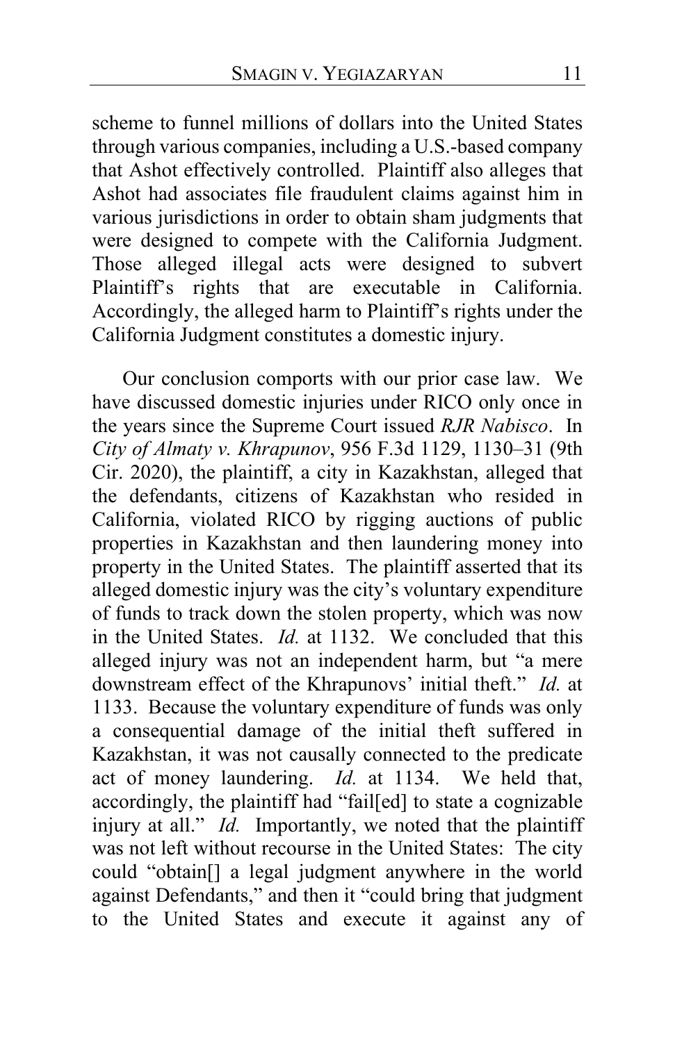scheme to funnel millions of dollars into the United States through various companies, including a U.S.-based company that Ashot effectively controlled. Plaintiff also alleges that Ashot had associates file fraudulent claims against him in various jurisdictions in order to obtain sham judgments that were designed to compete with the California Judgment. Those alleged illegal acts were designed to subvert Plaintiff's rights that are executable in California. Accordingly, the alleged harm to Plaintiff's rights under the California Judgment constitutes a domestic injury.

Our conclusion comports with our prior case law. We have discussed domestic injuries under RICO only once in the years since the Supreme Court issued *RJR Nabisco*. In *City of Almaty v. Khrapunov*, 956 F.3d 1129, 1130–31 (9th Cir. 2020), the plaintiff, a city in Kazakhstan, alleged that the defendants, citizens of Kazakhstan who resided in California, violated RICO by rigging auctions of public properties in Kazakhstan and then laundering money into property in the United States. The plaintiff asserted that its alleged domestic injury was the city's voluntary expenditure of funds to track down the stolen property, which was now in the United States. *Id.* at 1132. We concluded that this alleged injury was not an independent harm, but "a mere downstream effect of the Khrapunovs' initial theft." *Id.* at 1133. Because the voluntary expenditure of funds was only a consequential damage of the initial theft suffered in Kazakhstan, it was not causally connected to the predicate act of money laundering. *Id.* at 1134. We held that, accordingly, the plaintiff had "fail[ed] to state a cognizable injury at all." *Id.* Importantly, we noted that the plaintiff was not left without recourse in the United States: The city could "obtain[] a legal judgment anywhere in the world against Defendants," and then it "could bring that judgment to the United States and execute it against any of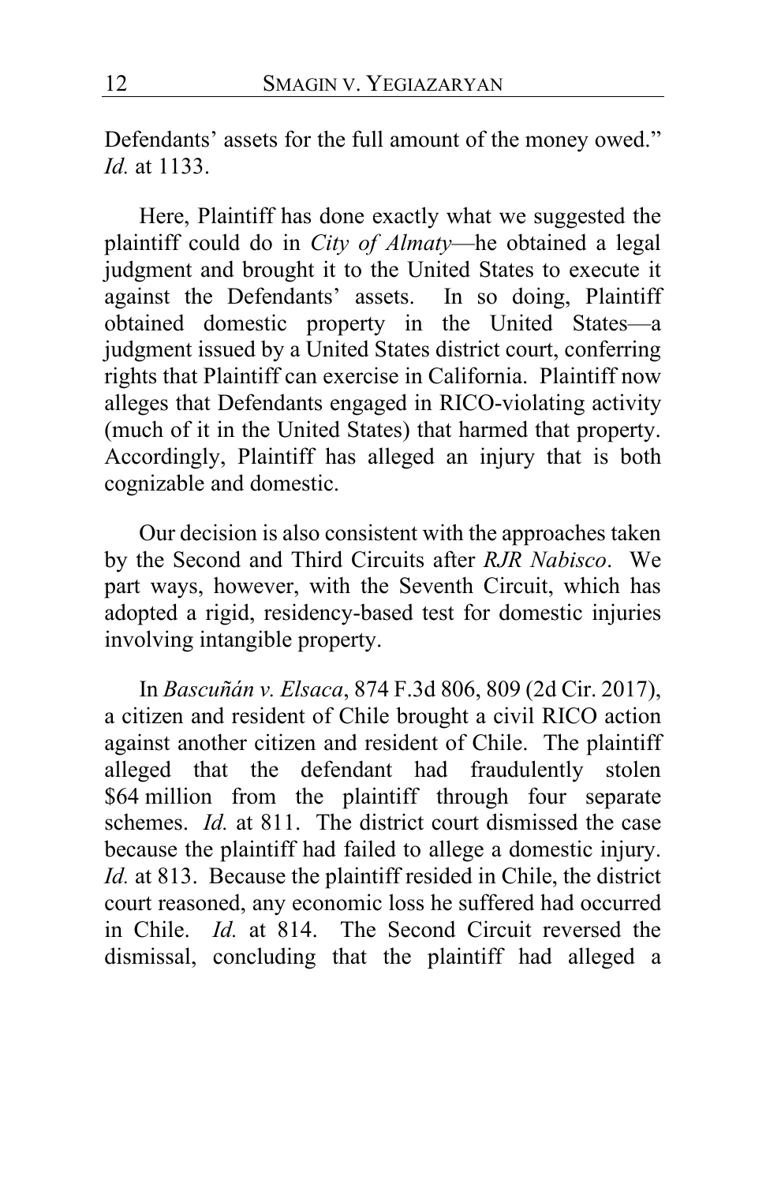Defendants' assets for the full amount of the money owed." *Id.* at 1133.

Here, Plaintiff has done exactly what we suggested the plaintiff could do in *City of Almaty*—he obtained a legal judgment and brought it to the United States to execute it against the Defendants' assets. In so doing, Plaintiff obtained domestic property in the United States—a judgment issued by a United States district court, conferring rights that Plaintiff can exercise in California. Plaintiff now alleges that Defendants engaged in RICO-violating activity (much of it in the United States) that harmed that property. Accordingly, Plaintiff has alleged an injury that is both cognizable and domestic.

Our decision is also consistent with the approaches taken by the Second and Third Circuits after *RJR Nabisco*. We part ways, however, with the Seventh Circuit, which has adopted a rigid, residency-based test for domestic injuries involving intangible property.

In *Bascuñán v. Elsaca*, 874 F.3d 806, 809 (2d Cir. 2017), a citizen and resident of Chile brought a civil RICO action against another citizen and resident of Chile. The plaintiff alleged that the defendant had fraudulently stolen $64 million from the plaintiff through four separate schemes. *Id.* at 811. The district court dismissed the case because the plaintiff had failed to allege a domestic injury. *Id.* at 813. Because the plaintiff resided in Chile, the district court reasoned, any economic loss he suffered had occurred in Chile. *Id.* at 814. The Second Circuit reversed the dismissal, concluding that the plaintiff had alleged a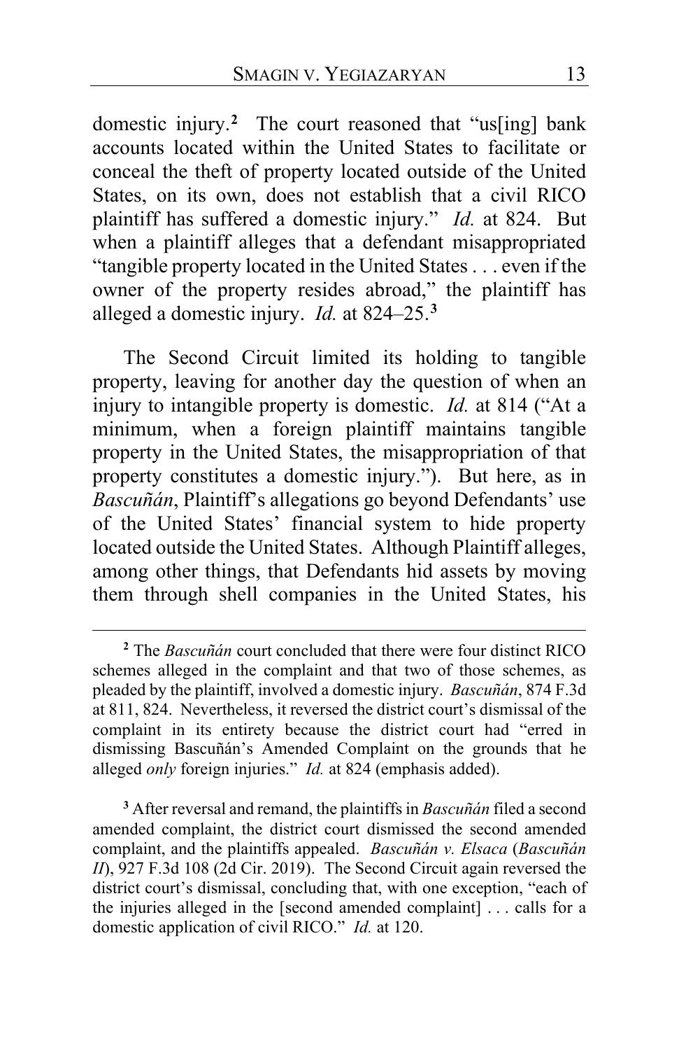domestic injury.[2] The court reasoned that "us[ing] bank accounts located within the United States to facilitate or conceal the theft of property located outside of the United States, on its own, does not establish that a civil RICO plaintiff has suffered a domestic injury." *Id.* at 824. But when a plaintiff alleges that a defendant misappropriated "tangible property located in the United States . . . even if the owner of the property resides abroad," the plaintiff has alleged a domestic injury. *Id.* at 824–25.[3]

The Second Circuit limited its holding to tangible property, leaving for another day the question of when an injury to intangible property is domestic. *Id.* at 814 ("At a minimum, when a foreign plaintiff maintains tangible property in the United States, the misappropriation of that property constitutes a domestic injury."). But here, as in *Bascuñán*, Plaintiff's allegations go beyond Defendants' use of the United States' financial system to hide property located outside the United States. Although Plaintiff alleges, among other things, that Defendants hid assets by moving them through shell companies in the United States, his

---

[2] The *Bascuñán* court concluded that there were four distinct RICO schemes alleged in the complaint and that two of those schemes, as pleaded by the plaintiff, involved a domestic injury. *Bascuñán*, 874 F.3d at 811, 824. Nevertheless, it reversed the district court's dismissal of the complaint in its entirety because the district court had "erred in dismissing Bascuñán's Amended Complaint on the grounds that he alleged *only* foreign injuries." *Id.* at 824 (emphasis added).

[3] After reversal and remand, the plaintiffs in *Bascuñán* filed a second amended complaint, the district court dismissed the second amended complaint, and the plaintiffs appealed. *Bascuñán v. Elsaca* (*Bascuñán II*), 927 F.3d 108 (2d Cir. 2019). The Second Circuit again reversed the district court's dismissal, concluding that, with one exception, "each of the injuries alleged in the [second amended complaint] . . . calls for a domestic application of civil RICO." *Id.* at 120.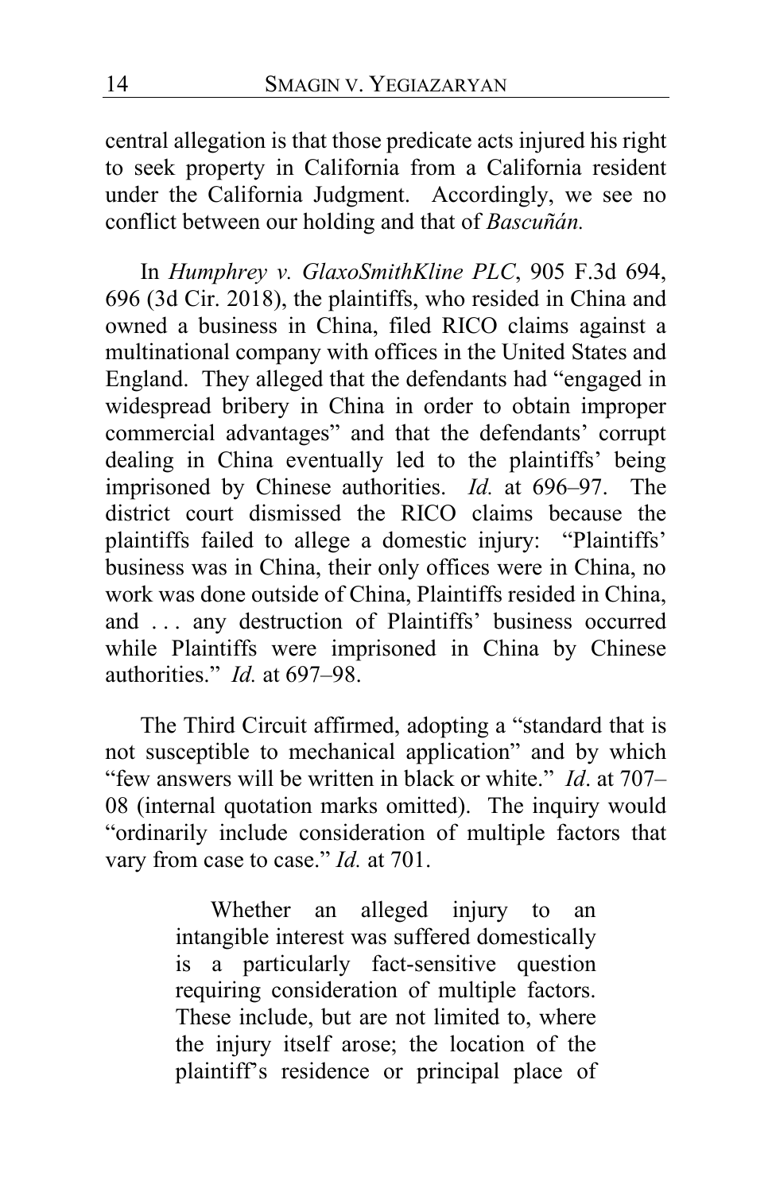central allegation is that those predicate acts injured his right to seek property in California from a California resident under the California Judgment. Accordingly, we see no conflict between our holding and that of *Bascuñán*.

In *Humphrey v. GlaxoSmithKline PLC*, 905 F.3d 694, 696 (3d Cir. 2018), the plaintiffs, who resided in China and owned a business in China, filed RICO claims against a multinational company with offices in the United States and England. They alleged that the defendants had "engaged in widespread bribery in China in order to obtain improper commercial advantages" and that the defendants' corrupt dealing in China eventually led to the plaintiffs' being imprisoned by Chinese authorities. *Id.* at 696–97. The district court dismissed the RICO claims because the plaintiffs failed to allege a domestic injury: "Plaintiffs' business was in China, their only offices were in China, no work was done outside of China, Plaintiffs resided in China, and . . . any destruction of Plaintiffs' business occurred while Plaintiffs were imprisoned in China by Chinese authorities." *Id.* at 697–98.

The Third Circuit affirmed, adopting a "standard that is not susceptible to mechanical application" and by which "few answers will be written in black or white." *Id*. at 707–08 (internal quotation marks omitted). The inquiry would "ordinarily include consideration of multiple factors that vary from case to case." *Id.* at 701.

> Whether an alleged injury to an intangible interest was suffered domestically is a particularly fact-sensitive question requiring consideration of multiple factors. These include, but are not limited to, where the injury itself arose; the location of the plaintiff's residence or principal place of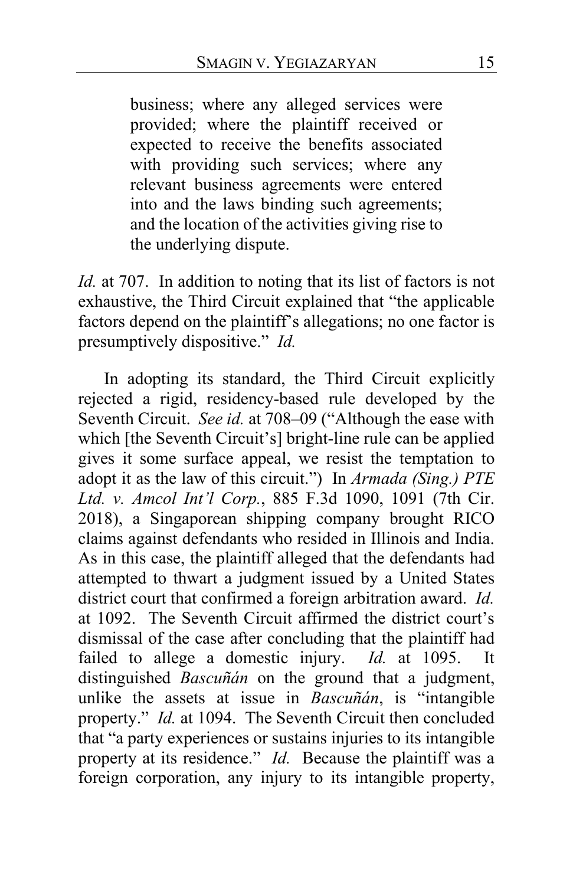> business; where any alleged services were provided; where the plaintiff received or expected to receive the benefits associated with providing such services; where any relevant business agreements were entered into and the laws binding such agreements; and the location of the activities giving rise to the underlying dispute.

*Id.* at 707. In addition to noting that its list of factors is not exhaustive, the Third Circuit explained that "the applicable factors depend on the plaintiff's allegations; no one factor is presumptively dispositive." *Id.*

In adopting its standard, the Third Circuit explicitly rejected a rigid, residency-based rule developed by the Seventh Circuit. *See id.* at 708–09 ("Although the ease with which [the Seventh Circuit's] bright-line rule can be applied gives it some surface appeal, we resist the temptation to adopt it as the law of this circuit.") In *Armada (Sing.) PTE Ltd. v. Amcol Int'l Corp.*, 885 F.3d 1090, 1091 (7th Cir. 2018), a Singaporean shipping company brought RICO claims against defendants who resided in Illinois and India. As in this case, the plaintiff alleged that the defendants had attempted to thwart a judgment issued by a United States district court that confirmed a foreign arbitration award. *Id.* at 1092. The Seventh Circuit affirmed the district court's dismissal of the case after concluding that the plaintiff had failed to allege a domestic injury. *Id.* at 1095. It distinguished *Bascuñán* on the ground that a judgment, unlike the assets at issue in *Bascuñán*, is "intangible property." *Id.* at 1094. The Seventh Circuit then concluded that "a party experiences or sustains injuries to its intangible property at its residence." *Id.* Because the plaintiff was a foreign corporation, any injury to its intangible property,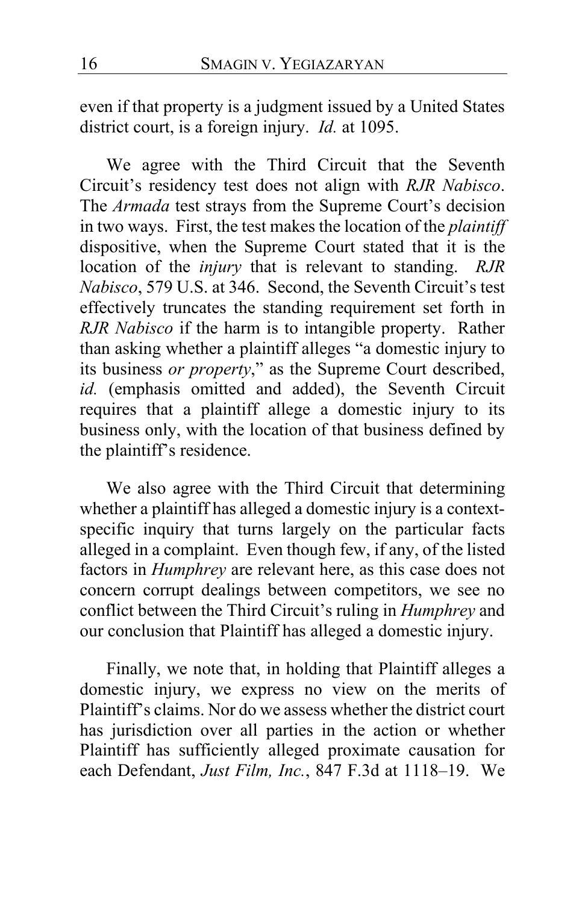even if that property is a judgment issued by a United States district court, is a foreign injury. *Id.* at 1095.

We agree with the Third Circuit that the Seventh Circuit's residency test does not align with *RJR Nabisco*. The *Armada* test strays from the Supreme Court's decision in two ways. First, the test makes the location of the *plaintiff* dispositive, when the Supreme Court stated that it is the location of the *injury* that is relevant to standing. *RJR Nabisco*, 579 U.S. at 346. Second, the Seventh Circuit's test effectively truncates the standing requirement set forth in *RJR Nabisco* if the harm is to intangible property. Rather than asking whether a plaintiff alleges "a domestic injury to its business *or property*," as the Supreme Court described, *id.* (emphasis omitted and added), the Seventh Circuit requires that a plaintiff allege a domestic injury to its business only, with the location of that business defined by the plaintiff's residence.

We also agree with the Third Circuit that determining whether a plaintiff has alleged a domestic injury is a context-specific inquiry that turns largely on the particular facts alleged in a complaint. Even though few, if any, of the listed factors in *Humphrey* are relevant here, as this case does not concern corrupt dealings between competitors, we see no conflict between the Third Circuit's ruling in *Humphrey* and our conclusion that Plaintiff has alleged a domestic injury.

Finally, we note that, in holding that Plaintiff alleges a domestic injury, we express no view on the merits of Plaintiff's claims. Nor do we assess whether the district court has jurisdiction over all parties in the action or whether Plaintiff has sufficiently alleged proximate causation for each Defendant, *Just Film, Inc.*, 847 F.3d at 1118–19. We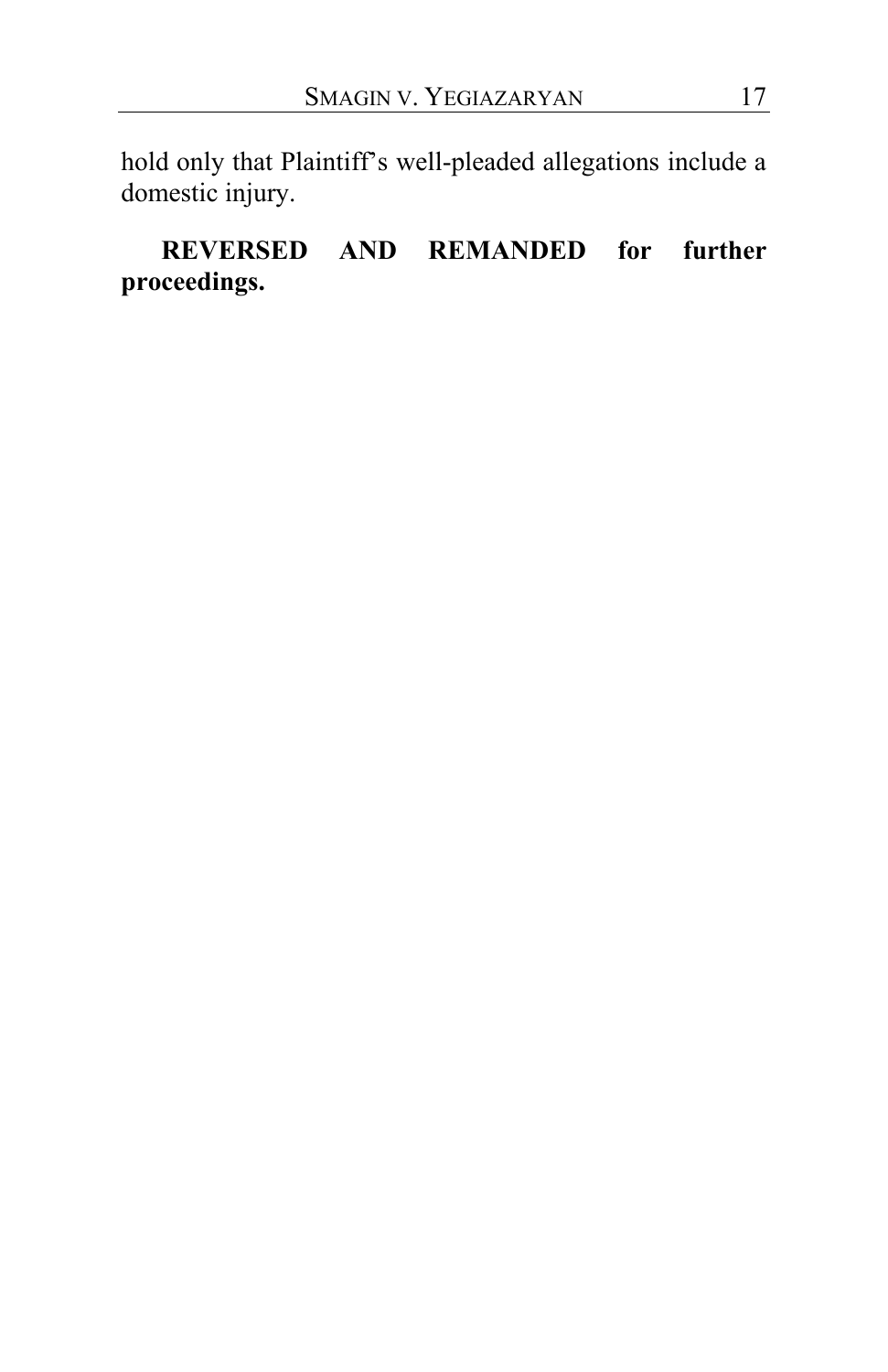hold only that Plaintiff's well-pleaded allegations include a domestic injury.

**REVERSED AND REMANDED for further proceedings.**